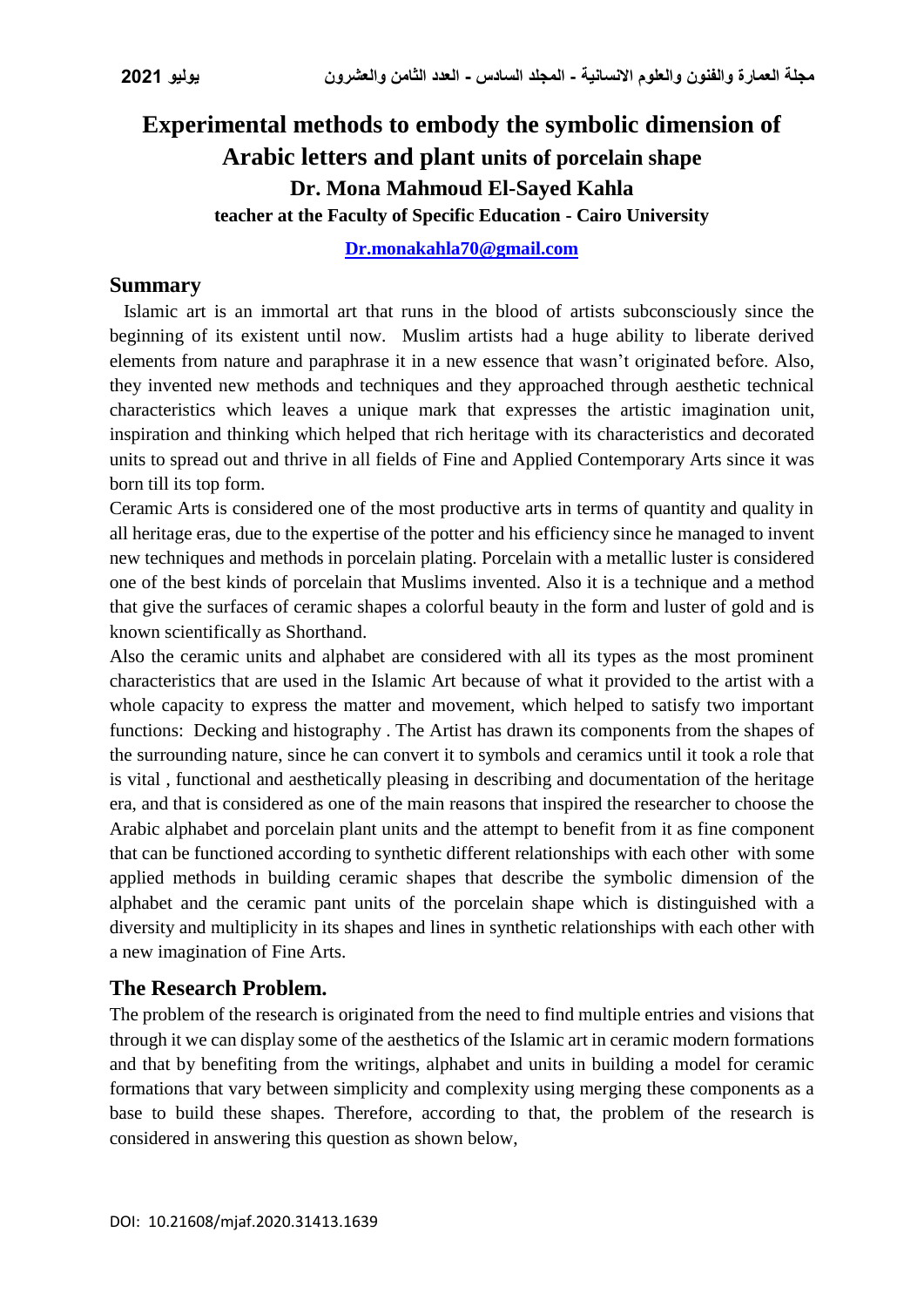# Experimental methods to embody the symbolic dimension of Arabic letters and plant units of porcelain shape

**Dr. Mona Mahmoud El-Sayed Kahla**

**teacher at the Faculty of Specific Education - Cairo University**

**Dr.monakahla70@gmail.com**

## Summary

Islamic art is an immortal art that runs in the blood of artists subconsciously since the beginning of its existent until now. Muslim artists had a huge ability to liberate derived elements from nature and paraphrase it in a new essence that wasn't originated before. Also, they invented new methods and techniques and they approached through aesthetic technical characteristics which leaves a unique mark that expresses the artistic imagination unit, inspiration and thinking which helped that rich heritage with its characteristics and decorated units to spread out and thrive in all fields of Fine and Applied Contemporary Arts since it was born till its top form.

Ceramic Arts is considered one of the most productive arts in terms of quantity and quality in all heritage eras, due to the expertise of the potter and his efficiency since he managed to invent new techniques and methods in porcelain plating. Porcelain with a metallic luster is considered one of the best kinds of porcelain that Muslims invented. Also it is a technique and a method that give the surfaces of ceramic shapes a colorful beauty in the form and luster of gold and is known scientifically as Shorthand.

Also the ceramic units and alphabet are considered with all its types as the most prominent characteristics that are used in the Islamic Art because of what it provided to the artist with a whole capacity to express the matter and movement, which helped to satisfy two important functions: Decking and histography . The Artist has drawn its components from the shapes of the surrounding nature, since he can convert it to symbols and ceramics until it took a role that is vital , functional and aesthetically pleasing in describing and documentation of the heritage era, and that is considered as one of the main reasons that inspired the researcher to choose the Arabic alphabet and porcelain plant units and the attempt to benefit from it as fine component that can be functioned according to synthetic different relationships with each other with some applied methods in building ceramic shapes that describe the symbolic dimension of the alphabet and the ceramic pant units of the porcelain shape which is distinguished with a diversity and multiplicity in its shapes and lines in synthetic relationships with each other with a new imagination of Fine Arts.

## The Research Problem.

The problem of the research is originated from the need to find multiple entries and visions that through it we can display some of the aesthetics of the Islamic art in ceramic modern formations and that by benefiting from the writings, alphabet and units in building a model for ceramic formations that vary between simplicity and complexity using merging these components as a base to build these shapes. Therefore, according to that, the problem of the research is considered in answering this question as shown below,

DOI: 10.21608/mjaf.2020.31413.1639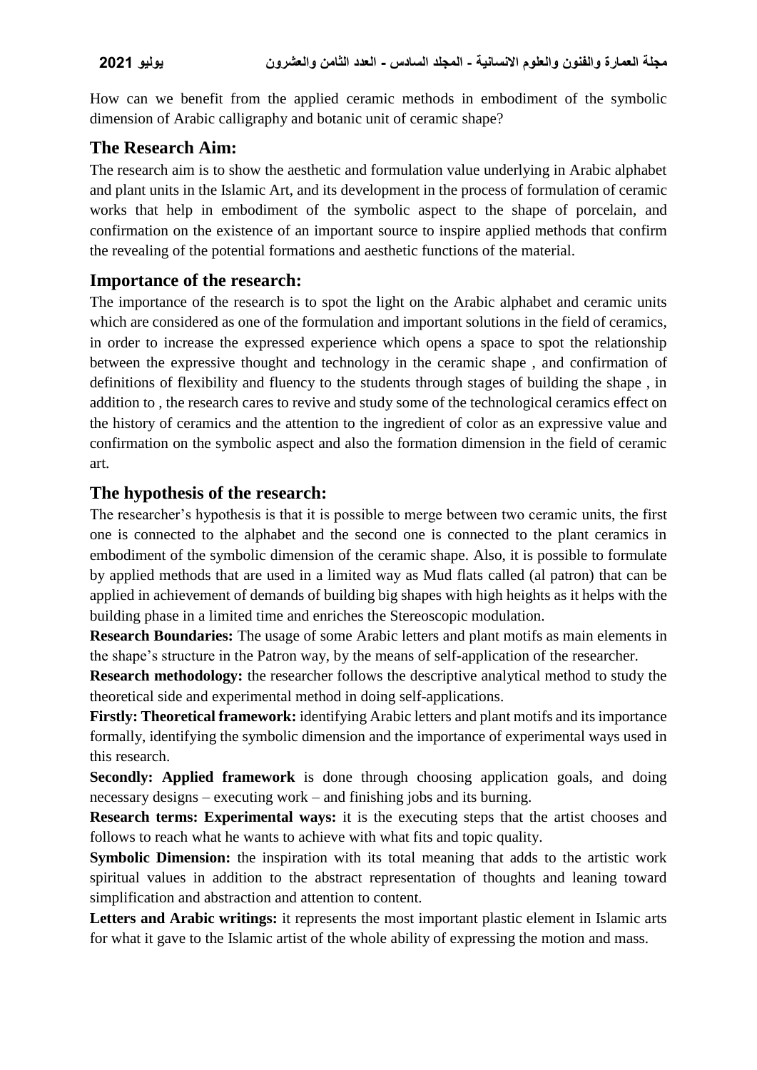How can we benefit from the applied ceramic methods in embodiment of the symbolic dimension of Arabic calligraphy and botanic unit of ceramic shape?

## The Research Aim:

The research aim is to show the aesthetic and formulation value underlying in Arabic alphabet and plant units in the Islamic Art, and its development in the process of formulation of ceramic works that help in embodiment of the symbolic aspect to the shape of porcelain, and confirmation on the existence of an important source to inspire applied methods that confirm the revealing of the potential formations and aesthetic functions of the material.

## Importance of the research:

The importance of the research is to spot the light on the Arabic alphabet and ceramic units which are considered as one of the formulation and important solutions in the field of ceramics, in order to increase the expressed experience which opens a space to spot the relationship between the expressive thought and technology in the ceramic shape , and confirmation of definitions of flexibility and fluency to the students through stages of building the shape , in addition to , the research cares to revive and study some of the technological ceramics effect on the history of ceramics and the attention to the ingredient of color as an expressive value and confirmation on the symbolic aspect and also the formation dimension in the field of ceramic art.

## The hypothesis of the research:

The researcher's hypothesis is that it is possible to merge between two ceramic units, the first one is connected to the alphabet and the second one is connected to the plant ceramics in embodiment of the symbolic dimension of the ceramic shape. Also, it is possible to formulate by applied methods that are used in a limited way as Mud flats called (al patron) that can be applied in achievement of demands of building big shapes with high heights as it helps with the building phase in a limited time and enriches the Stereoscopic modulation.

**Research Boundaries:** The usage of some Arabic letters and plant motifs as main elements in the shape's structure in the Patron way, by the means of self-application of the researcher.

**Research methodology:** the researcher follows the descriptive analytical method to study the theoretical side and experimental method in doing self-applications.

**Firstly: Theoretical framework:** identifying Arabic letters and plant motifs and its importance formally, identifying the symbolic dimension and the importance of experimental ways used in this research.

**Secondly: Applied framework** is done through choosing application goals, and doing necessary designs – executing work – and finishing jobs and its burning.

**Research terms: Experimental ways:** it is the executing steps that the artist chooses and follows to reach what he wants to achieve with what fits and topic quality.

**Symbolic Dimension:** the inspiration with its total meaning that adds to the artistic work spiritual values in addition to the abstract representation of thoughts and leaning toward simplification and abstraction and attention to content.

**Letters and Arabic writings:** it represents the most important plastic element in Islamic arts for what it gave to the Islamic artist of the whole ability of expressing the motion and mass.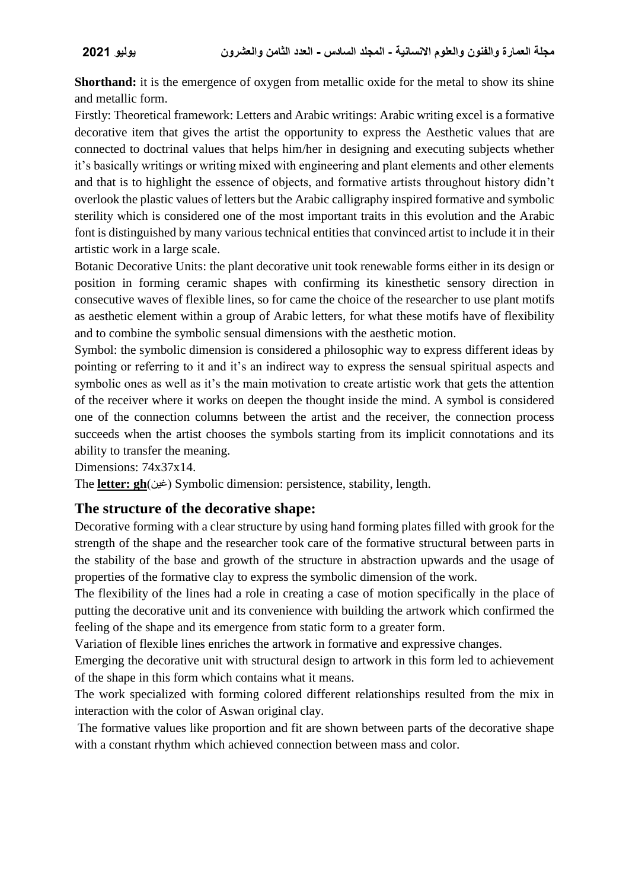**Shorthand:** it is the emergence of oxygen from metallic oxide for the metal to show its shine and metallic form.

Firstly: Theoretical framework: Letters and Arabic writings: Arabic writing excel is a formative decorative item that gives the artist the opportunity to express the Aesthetic values that are connected to doctrinal values that helps him/her in designing and executing subjects whether it's basically writings or writing mixed with engineering and plant elements and other elements and that is to highlight the essence of objects, and formative artists throughout history didn't overlook the plastic values of letters but the Arabic calligraphy inspired formative and symbolic sterility which is considered one of the most important traits in this evolution and the Arabic font is distinguished by many various technical entities that convinced artist to include it in their artistic work in a large scale.

Botanic Decorative Units: the plant decorative unit took renewable forms either in its design or position in forming ceramic shapes with confirming its kinesthetic sensory direction in consecutive waves of flexible lines, so for came the choice of the researcher to use plant motifs as aesthetic element within a group of Arabic letters, for what these motifs have of flexibility and to combine the symbolic sensual dimensions with the aesthetic motion.

Symbol: the symbolic dimension is considered a philosophic way to express different ideas by pointing or referring to it and it's an indirect way to express the sensual spiritual aspects and symbolic ones as well as it's the main motivation to create artistic work that gets the attention of the receiver where it works on deepen the thought inside the mind. A symbol is considered one of the connection columns between the artist and the receiver, the connection process succeeds when the artist chooses the symbols starting from its implicit connotations and its ability to transfer the meaning.

Dimensions: 74x37x14.

The **letter: gh**(غين) Symbolic dimension: persistence, stability, length.

## The structure of the decorative shape:

Decorative forming with a clear structure by using hand forming plates filled with grook for the strength of the shape and the researcher took care of the formative structural between parts in the stability of the base and growth of the structure in abstraction upwards and the usage of properties of the formative clay to express the symbolic dimension of the work.

The flexibility of the lines had a role in creating a case of motion specifically in the place of putting the decorative unit and its convenience with building the artwork which confirmed the feeling of the shape and its emergence from static form to a greater form.

Variation of flexible lines enriches the artwork in formative and expressive changes.

Emerging the decorative unit with structural design to artwork in this form led to achievement of the shape in this form which contains what it means.

The work specialized with forming colored different relationships resulted from the mix in interaction with the color of Aswan original clay.

The formative values like proportion and fit are shown between parts of the decorative shape with a constant rhythm which achieved connection between mass and color.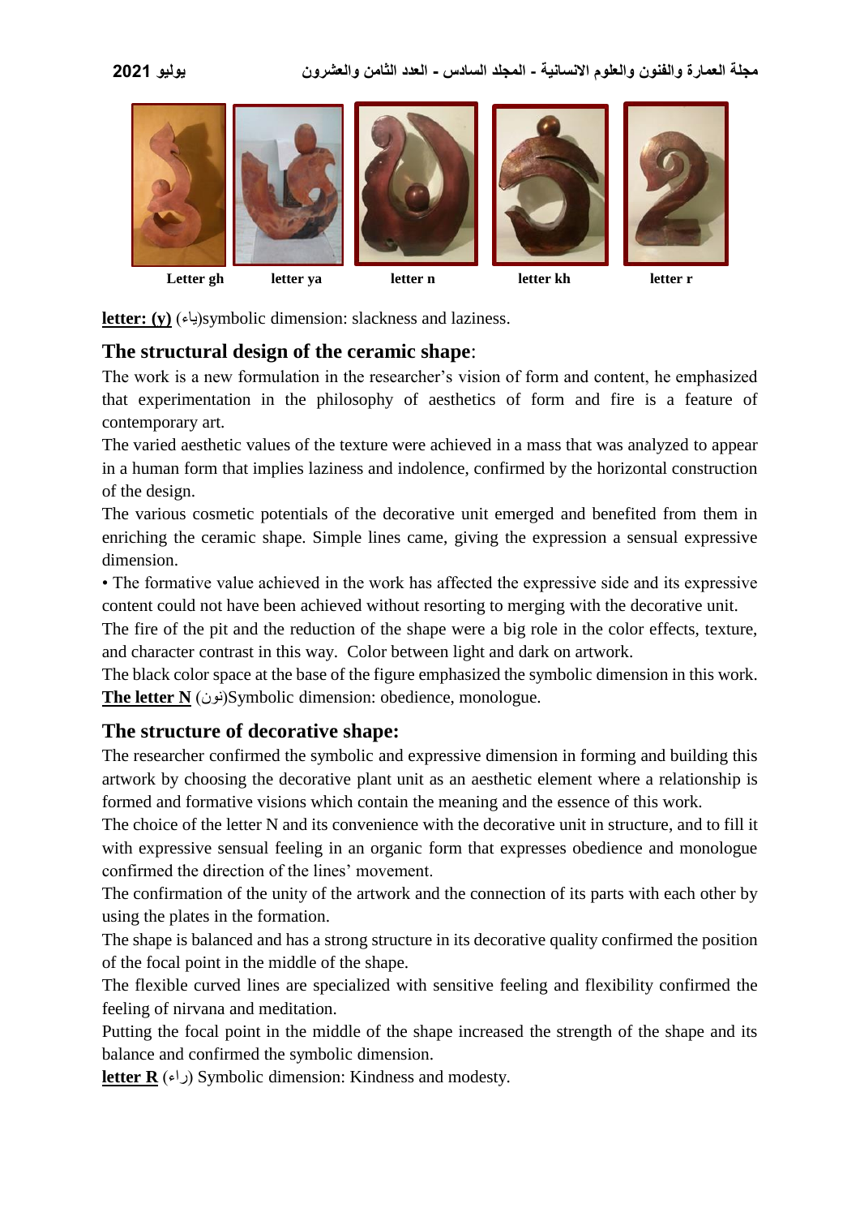Letter gh letter ya letter n letter kh letter r

**letter: (y)** (ياء)symbolic dimension: slackness and laziness.

## The structural design of the ceramic shape:

The work is a new formulation in the researcher's vision of form and content, he emphasized that experimentation in the philosophy of aesthetics of form and fire is a feature of contemporary art.

The varied aesthetic values of the texture were achieved in a mass that was analyzed to appear in a human form that implies laziness and indolence, confirmed by the horizontal construction of the design.

The various cosmetic potentials of the decorative unit emerged and benefited from them in enriching the ceramic shape. Simple lines came, giving the expression a sensual expressive dimension.

• The formative value achieved in the work has affected the expressive side and its expressive content could not have been achieved without resorting to merging with the decorative unit.

The fire of the pit and the reduction of the shape were a big role in the color effects, texture, and character contrast in this way. Color between light and dark on artwork.

The black color space at the base of the figure emphasized the symbolic dimension in this work.

**The letter N** (نون)Symbolic dimension: obedience, monologue.

## The structure of decorative shape:

The researcher confirmed the symbolic and expressive dimension in forming and building this artwork by choosing the decorative plant unit as an aesthetic element where a relationship is formed and formative visions which contain the meaning and the essence of this work.

The choice of the letter N and its convenience with the decorative unit in structure, and to fill it with expressive sensual feeling in an organic form that expresses obedience and monologue confirmed the direction of the lines' movement.

The confirmation of the unity of the artwork and the connection of its parts with each other by using the plates in the formation.

The shape is balanced and has a strong structure in its decorative quality confirmed the position of the focal point in the middle of the shape.

The flexible curved lines are specialized with sensitive feeling and flexibility confirmed the feeling of nirvana and meditation.

Putting the focal point in the middle of the shape increased the strength of the shape and its balance and confirmed the symbolic dimension.

**letter R** (راء) Symbolic dimension: Kindness and modesty.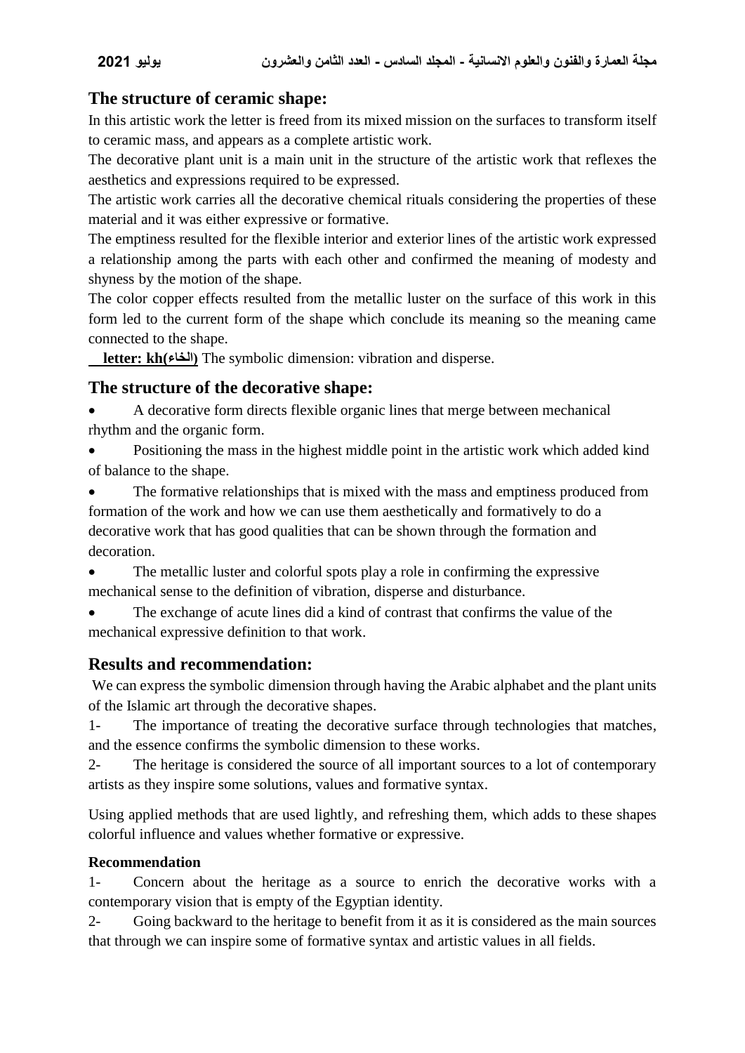## The structure of ceramic shape:

In this artistic work the letter is freed from its mixed mission on the surfaces to transform itself to ceramic mass, and appears as a complete artistic work.

The decorative plant unit is a main unit in the structure of the artistic work that reflexes the aesthetics and expressions required to be expressed.

The artistic work carries all the decorative chemical rituals considering the properties of these material and it was either expressive or formative.

The emptiness resulted for the flexible interior and exterior lines of the artistic work expressed a relationship among the parts with each other and confirmed the meaning of modesty and shyness by the motion of the shape.

The color copper effects resulted from the metallic luster on the surface of this work in this form led to the current form of the shape which conclude its meaning so the meaning came connected to the shape.

**letter: kh(الخاء)** The symbolic dimension: vibration and disperse.

## The structure of the decorative shape:

- A decorative form directs flexible organic lines that merge between mechanical rhythm and the organic form.
- Positioning the mass in the highest middle point in the artistic work which added kind of balance to the shape.
- The formative relationships that is mixed with the mass and emptiness produced from formation of the work and how we can use them aesthetically and formatively to do a decorative work that has good qualities that can be shown through the formation and decoration.
- The metallic luster and colorful spots play a role in confirming the expressive mechanical sense to the definition of vibration, disperse and disturbance.
- The exchange of acute lines did a kind of contrast that confirms the value of the mechanical expressive definition to that work.

## Results and recommendation:

We can express the symbolic dimension through having the Arabic alphabet and the plant units of the Islamic art through the decorative shapes.

1- The importance of treating the decorative surface through technologies that matches, and the essence confirms the symbolic dimension to these works.

2- The heritage is considered the source of all important sources to a lot of contemporary artists as they inspire some solutions, values and formative syntax.

Using applied methods that are used lightly, and refreshing them, which adds to these shapes colorful influence and values whether formative or expressive.

**Recommendation**

1- Concern about the heritage as a source to enrich the decorative works with a contemporary vision that is empty of the Egyptian identity.

2- Going backward to the heritage to benefit from it as it is considered as the main sources that through we can inspire some of formative syntax and artistic values in all fields.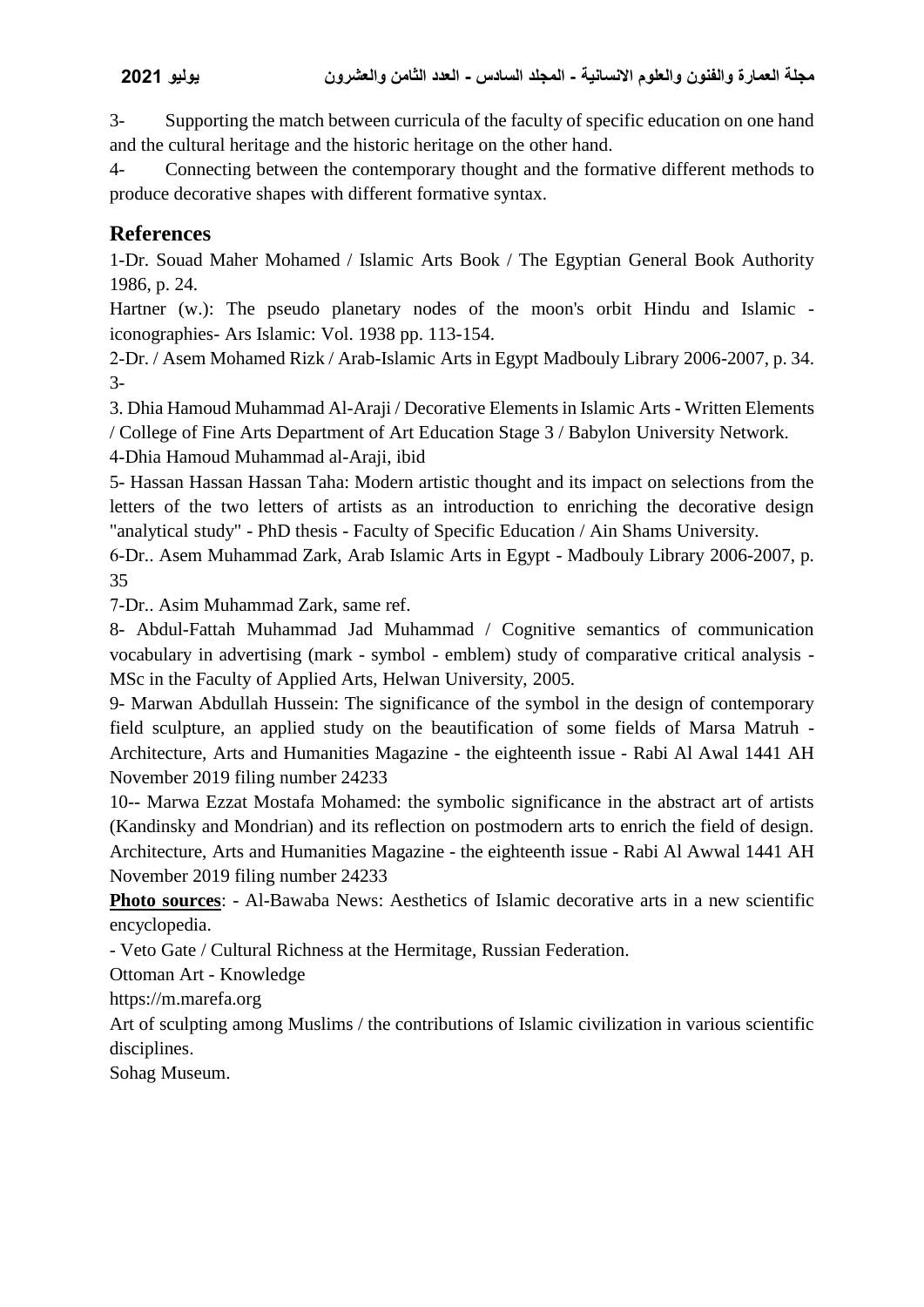3- Supporting the match between curricula of the faculty of specific education on one hand and the cultural heritage and the historic heritage on the other hand.

4- Connecting between the contemporary thought and the formative different methods to produce decorative shapes with different formative syntax.

## References

1-Dr. Souad Maher Mohamed / Islamic Arts Book / The Egyptian General Book Authority 1986, p. 24.

Hartner (w.): The pseudo planetary nodes of the moon's orbit Hindu and Islamic - iconographies- Ars Islamic: Vol. 1938 pp. 113-154.

2-Dr. / Asem Mohamed Rizk / Arab-Islamic Arts in Egypt Madbouly Library 2006-2007, p. 34. 3-

3. Dhia Hamoud Muhammad Al-Araji / Decorative Elements in Islamic Arts - Written Elements / College of Fine Arts Department of Art Education Stage 3 / Babylon University Network.

4-Dhia Hamoud Muhammad al-Araji, ibid

5- Hassan Hassan Hassan Taha: Modern artistic thought and its impact on selections from the letters of the two letters of artists as an introduction to enriching the decorative design "analytical study" - PhD thesis - Faculty of Specific Education / Ain Shams University.

6-Dr.. Asem Muhammad Zark, Arab Islamic Arts in Egypt - Madbouly Library 2006-2007, p. 35

7-Dr.. Asim Muhammad Zark, same ref.

8- Abdul-Fattah Muhammad Jad Muhammad / Cognitive semantics of communication vocabulary in advertising (mark - symbol - emblem) study of comparative critical analysis - MSc in the Faculty of Applied Arts, Helwan University, 2005.

9- Marwan Abdullah Hussein: The significance of the symbol in the design of contemporary field sculpture, an applied study on the beautification of some fields of Marsa Matruh - Architecture, Arts and Humanities Magazine - the eighteenth issue - Rabi Al Awal 1441 AH November 2019 filing number 24233

10-- Marwa Ezzat Mostafa Mohamed: the symbolic significance in the abstract art of artists (Kandinsky and Mondrian) and its reflection on postmodern arts to enrich the field of design. Architecture, Arts and Humanities Magazine - the eighteenth issue - Rabi Al Awwal 1441 AH November 2019 filing number 24233

**Photo sources**: - Al-Bawaba News: Aesthetics of Islamic decorative arts in a new scientific encyclopedia.

- Veto Gate / Cultural Richness at the Hermitage, Russian Federation.

Ottoman Art - Knowledge

https://m.marefa.org

Art of sculpting among Muslims / the contributions of Islamic civilization in various scientific disciplines.

Sohag Museum.